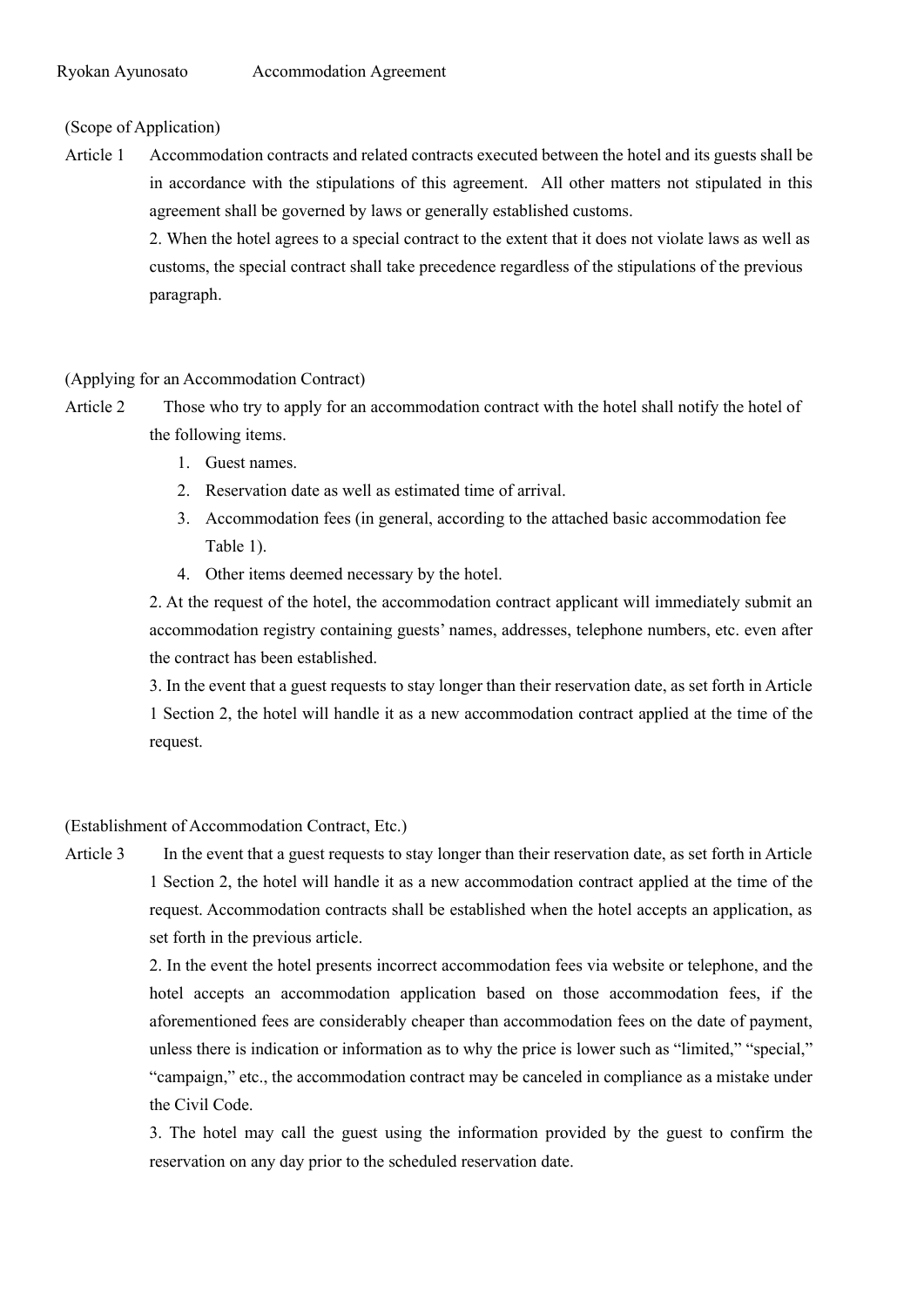Ryokan Ayunosato Accommodation Agreement

(Scope of Application)

Article 1 Accommodation contracts and related contracts executed between the hotel and its guests shall be in accordance with the stipulations of this agreement. All other matters not stipulated in this agreement shall be governed by laws or generally established customs.

2. When the hotel agrees to a special contract to the extent that it does not violate laws as well as customs, the special contract shall take precedence regardless of the stipulations of the previous paragraph.

(Applying for an Accommodation Contract)

Article 2 Those who try to apply for an accommodation contract with the hotel shall notify the hotel of the following items.

1. Guest names.
2. Reservation date as well as estimated time of arrival.
3. Accommodation fees (in general, according to the attached basic accommodation fee Table 1).
4. Other items deemed necessary by the hotel.

2. At the request of the hotel, the accommodation contract applicant will immediately submit an accommodation registry containing guests' names, addresses, telephone numbers, etc. even after the contract has been established.

3. In the event that a guest requests to stay longer than their reservation date, as set forth in Article 1 Section 2, the hotel will handle it as a new accommodation contract applied at the time of the request.

(Establishment of Accommodation Contract, Etc.)

Article 3 In the event that a guest requests to stay longer than their reservation date, as set forth in Article 1 Section 2, the hotel will handle it as a new accommodation contract applied at the time of the request. Accommodation contracts shall be established when the hotel accepts an application, as set forth in the previous article.

2. In the event the hotel presents incorrect accommodation fees via website or telephone, and the hotel accepts an accommodation application based on those accommodation fees, if the aforementioned fees are considerably cheaper than accommodation fees on the date of payment, unless there is indication or information as to why the price is lower such as "limited," "special," "campaign," etc., the accommodation contract may be canceled in compliance as a mistake under the Civil Code.

3. The hotel may call the guest using the information provided by the guest to confirm the reservation on any day prior to the scheduled reservation date.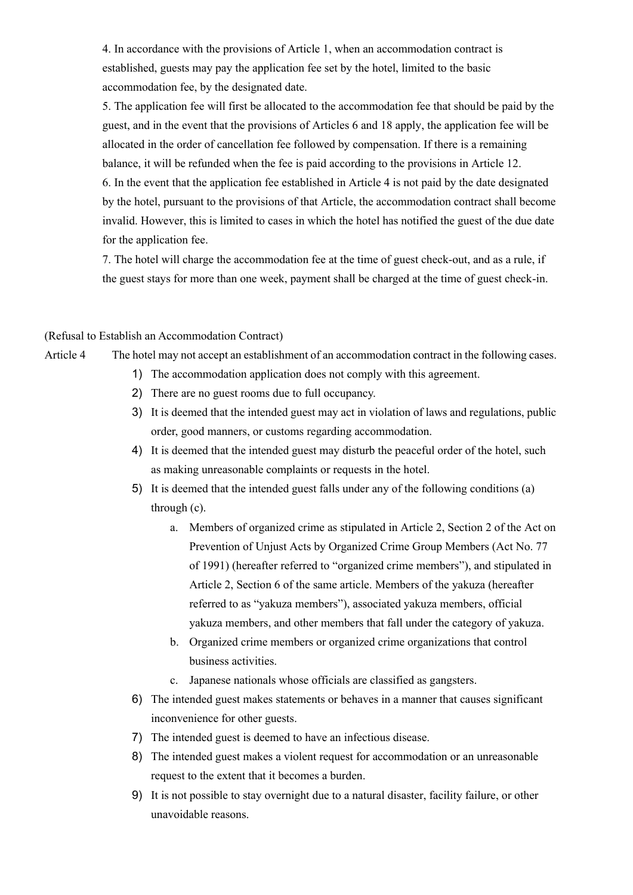4. In accordance with the provisions of Article 1, when an accommodation contract is established, guests may pay the application fee set by the hotel, limited to the basic accommodation fee, by the designated date.

5. The application fee will first be allocated to the accommodation fee that should be paid by the guest, and in the event that the provisions of Articles 6 and 18 apply, the application fee will be allocated in the order of cancellation fee followed by compensation. If there is a remaining balance, it will be refunded when the fee is paid according to the provisions in Article 12.

6. In the event that the application fee established in Article 4 is not paid by the date designated by the hotel, pursuant to the provisions of that Article, the accommodation contract shall become invalid. However, this is limited to cases in which the hotel has notified the guest of the due date for the application fee.

7. The hotel will charge the accommodation fee at the time of guest check-out, and as a rule, if the guest stays for more than one week, payment shall be charged at the time of guest check-in.

(Refusal to Establish an Accommodation Contract)

Article 4 The hotel may not accept an establishment of an accommodation contract in the following cases.

1) The accommodation application does not comply with this agreement.
2) There are no guest rooms due to full occupancy.
3) It is deemed that the intended guest may act in violation of laws and regulations, public order, good manners, or customs regarding accommodation.
4) It is deemed that the intended guest may disturb the peaceful order of the hotel, such as making unreasonable complaints or requests in the hotel.
5) It is deemed that the intended guest falls under any of the following conditions (a) through (c).
    a. Members of organized crime as stipulated in Article 2, Section 2 of the Act on Prevention of Unjust Acts by Organized Crime Group Members (Act No. 77 of 1991) (hereafter referred to "organized crime members"), and stipulated in Article 2, Section 6 of the same article. Members of the yakuza (hereafter referred to as "yakuza members"), associated yakuza members, official yakuza members, and other members that fall under the category of yakuza.
    b. Organized crime members or organized crime organizations that control business activities.
    c. Japanese nationals whose officials are classified as gangsters.
6) The intended guest makes statements or behaves in a manner that causes significant inconvenience for other guests.
7) The intended guest is deemed to have an infectious disease.
8) The intended guest makes a violent request for accommodation or an unreasonable request to the extent that it becomes a burden.
9) It is not possible to stay overnight due to a natural disaster, facility failure, or other unavoidable reasons.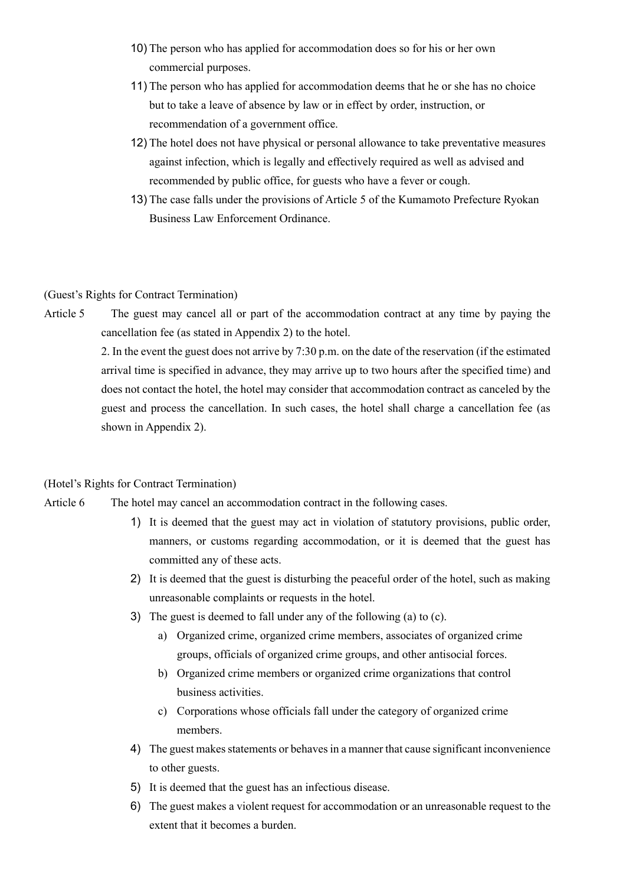10) The person who has applied for accommodation does so for his or her own commercial purposes.
11) The person who has applied for accommodation deems that he or she has no choice but to take a leave of absence by law or in effect by order, instruction, or recommendation of a government office.
12) The hotel does not have physical or personal allowance to take preventative measures against infection, which is legally and effectively required as well as advised and recommended by public office, for guests who have a fever or cough.
13) The case falls under the provisions of Article 5 of the Kumamoto Prefecture Ryokan Business Law Enforcement Ordinance.

(Guest's Rights for Contract Termination)

Article 5 The guest may cancel all or part of the accommodation contract at any time by paying the cancellation fee (as stated in Appendix 2) to the hotel.

2. In the event the guest does not arrive by 7:30 p.m. on the date of the reservation (if the estimated arrival time is specified in advance, they may arrive up to two hours after the specified time) and does not contact the hotel, the hotel may consider that accommodation contract as canceled by the guest and process the cancellation. In such cases, the hotel shall charge a cancellation fee (as shown in Appendix 2).

(Hotel's Rights for Contract Termination)

Article 6 The hotel may cancel an accommodation contract in the following cases.

1) It is deemed that the guest may act in violation of statutory provisions, public order, manners, or customs regarding accommodation, or it is deemed that the guest has committed any of these acts.
2) It is deemed that the guest is disturbing the peaceful order of the hotel, such as making unreasonable complaints or requests in the hotel.
3) The guest is deemed to fall under any of the following (a) to (c).
   a) Organized crime, organized crime members, associates of organized crime groups, officials of organized crime groups, and other antisocial forces.
   b) Organized crime members or organized crime organizations that control business activities.
   c) Corporations whose officials fall under the category of organized crime members.
4) The guest makes statements or behaves in a manner that cause significant inconvenience to other guests.
5) It is deemed that the guest has an infectious disease.
6) The guest makes a violent request for accommodation or an unreasonable request to the extent that it becomes a burden.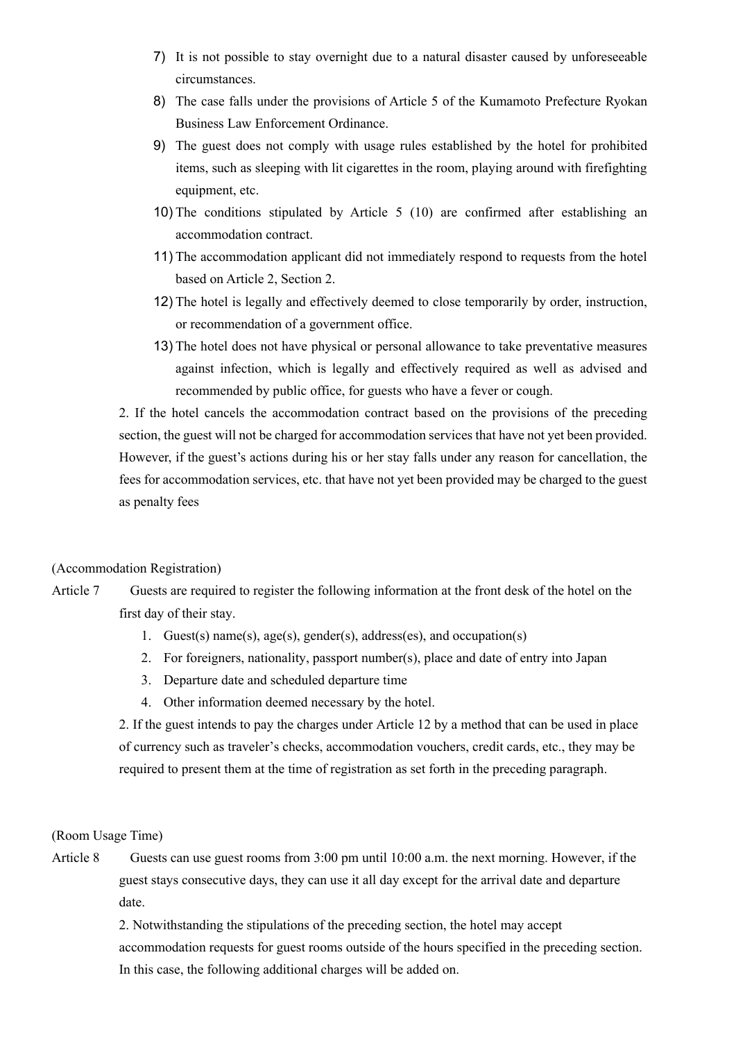7) It is not possible to stay overnight due to a natural disaster caused by unforeseeable circumstances.
8) The case falls under the provisions of Article 5 of the Kumamoto Prefecture Ryokan Business Law Enforcement Ordinance.
9) The guest does not comply with usage rules established by the hotel for prohibited items, such as sleeping with lit cigarettes in the room, playing around with firefighting equipment, etc.
10) The conditions stipulated by Article 5 (10) are confirmed after establishing an accommodation contract.
11) The accommodation applicant did not immediately respond to requests from the hotel based on Article 2, Section 2.
12) The hotel is legally and effectively deemed to close temporarily by order, instruction, or recommendation of a government office.
13) The hotel does not have physical or personal allowance to take preventative measures against infection, which is legally and effectively required as well as advised and recommended by public office, for guests who have a fever or cough.

2. If the hotel cancels the accommodation contract based on the provisions of the preceding section, the guest will not be charged for accommodation services that have not yet been provided. However, if the guest's actions during his or her stay falls under any reason for cancellation, the fees for accommodation services, etc. that have not yet been provided may be charged to the guest as penalty fees

(Accommodation Registration)

Article 7 Guests are required to register the following information at the front desk of the hotel on the first day of their stay.

1. Guest(s) name(s), age(s), gender(s), address(es), and occupation(s)
2. For foreigners, nationality, passport number(s), place and date of entry into Japan
3. Departure date and scheduled departure time
4. Other information deemed necessary by the hotel.

2. If the guest intends to pay the charges under Article 12 by a method that can be used in place of currency such as traveler's checks, accommodation vouchers, credit cards, etc., they may be required to present them at the time of registration as set forth in the preceding paragraph.

(Room Usage Time)

Article 8 Guests can use guest rooms from 3:00 pm until 10:00 a.m. the next morning. However, if the guest stays consecutive days, they can use it all day except for the arrival date and departure date.

2. Notwithstanding the stipulations of the preceding section, the hotel may accept accommodation requests for guest rooms outside of the hours specified in the preceding section. In this case, the following additional charges will be added on.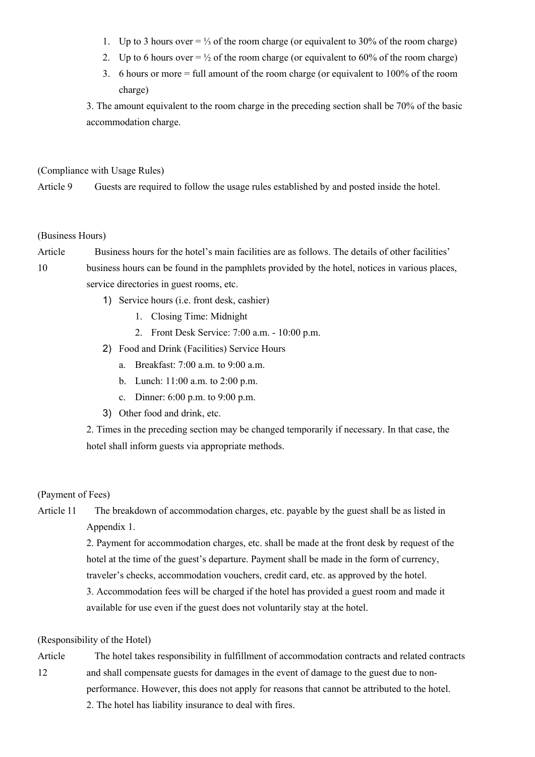1. Up to 3 hours over = ⅓ of the room charge (or equivalent to 30% of the room charge)
2. Up to 6 hours over = ½ of the room charge (or equivalent to 60% of the room charge)
3. 6 hours or more = full amount of the room charge (or equivalent to 100% of the room charge)

3. The amount equivalent to the room charge in the preceding section shall be 70% of the basic accommodation charge.

(Compliance with Usage Rules)

Article 9 Guests are required to follow the usage rules established by and posted inside the hotel.

(Business Hours)

Article 10 Business hours for the hotel's main facilities are as follows. The details of other facilities' business hours can be found in the pamphlets provided by the hotel, notices in various places, service directories in guest rooms, etc.

1) Service hours (i.e. front desk, cashier)
   1. Closing Time: Midnight
   2. Front Desk Service: 7:00 a.m. - 10:00 p.m.
2) Food and Drink (Facilities) Service Hours
   a. Breakfast: 7:00 a.m. to 9:00 a.m.
   b. Lunch: 11:00 a.m. to 2:00 p.m.
   c. Dinner: 6:00 p.m. to 9:00 p.m.
3) Other food and drink, etc.

2. Times in the preceding section may be changed temporarily if necessary. In that case, the hotel shall inform guests via appropriate methods.

(Payment of Fees)

Article 11 The breakdown of accommodation charges, etc. payable by the guest shall be as listed in Appendix 1.

2. Payment for accommodation charges, etc. shall be made at the front desk by request of the hotel at the time of the guest's departure. Payment shall be made in the form of currency, traveler's checks, accommodation vouchers, credit card, etc. as approved by the hotel.

3. Accommodation fees will be charged if the hotel has provided a guest room and made it available for use even if the guest does not voluntarily stay at the hotel.

(Responsibility of the Hotel)

Article 12 The hotel takes responsibility in fulfillment of accommodation contracts and related contracts and shall compensate guests for damages in the event of damage to the guest due to non-performance. However, this does not apply for reasons that cannot be attributed to the hotel.

2. The hotel has liability insurance to deal with fires.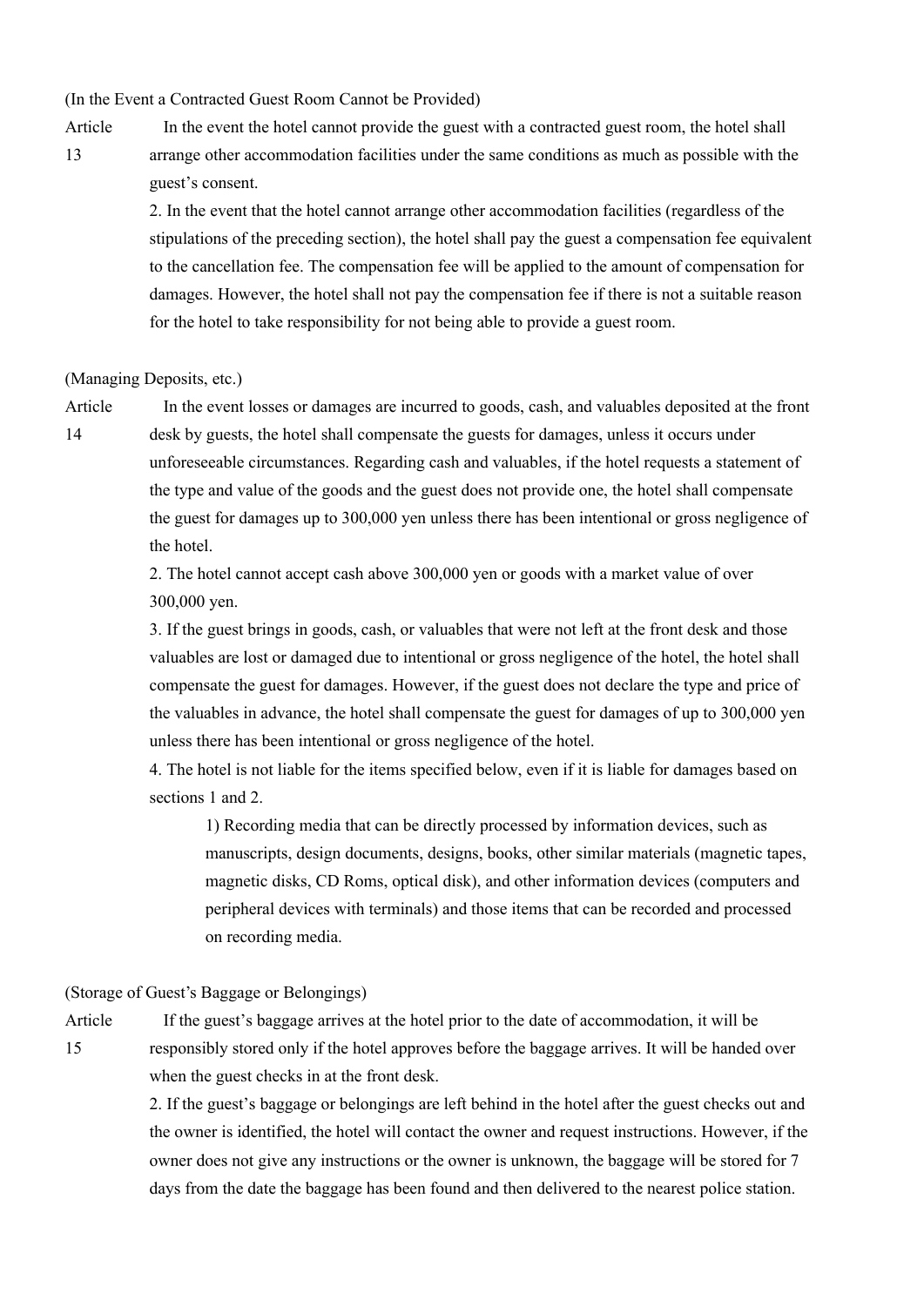(In the Event a Contracted Guest Room Cannot be Provided)

Article 13 In the event the hotel cannot provide the guest with a contracted guest room, the hotel shall arrange other accommodation facilities under the same conditions as much as possible with the guest's consent.

2. In the event that the hotel cannot arrange other accommodation facilities (regardless of the stipulations of the preceding section), the hotel shall pay the guest a compensation fee equivalent to the cancellation fee. The compensation fee will be applied to the amount of compensation for damages. However, the hotel shall not pay the compensation fee if there is not a suitable reason for the hotel to take responsibility for not being able to provide a guest room.

(Managing Deposits, etc.)

Article 14 In the event losses or damages are incurred to goods, cash, and valuables deposited at the front desk by guests, the hotel shall compensate the guests for damages, unless it occurs under unforeseeable circumstances. Regarding cash and valuables, if the hotel requests a statement of the type and value of the goods and the guest does not provide one, the hotel shall compensate the guest for damages up to 300,000 yen unless there has been intentional or gross negligence of the hotel.

2. The hotel cannot accept cash above 300,000 yen or goods with a market value of over 300,000 yen.

3. If the guest brings in goods, cash, or valuables that were not left at the front desk and those valuables are lost or damaged due to intentional or gross negligence of the hotel, the hotel shall compensate the guest for damages. However, if the guest does not declare the type and price of the valuables in advance, the hotel shall compensate the guest for damages of up to 300,000 yen unless there has been intentional or gross negligence of the hotel.

4. The hotel is not liable for the items specified below, even if it is liable for damages based on sections 1 and 2.

1) Recording media that can be directly processed by information devices, such as manuscripts, design documents, designs, books, other similar materials (magnetic tapes, magnetic disks, CD Roms, optical disk), and other information devices (computers and peripheral devices with terminals) and those items that can be recorded and processed on recording media.

(Storage of Guest's Baggage or Belongings)

Article 15 If the guest's baggage arrives at the hotel prior to the date of accommodation, it will be responsibly stored only if the hotel approves before the baggage arrives. It will be handed over when the guest checks in at the front desk.

2. If the guest's baggage or belongings are left behind in the hotel after the guest checks out and the owner is identified, the hotel will contact the owner and request instructions. However, if the owner does not give any instructions or the owner is unknown, the baggage will be stored for 7 days from the date the baggage has been found and then delivered to the nearest police station.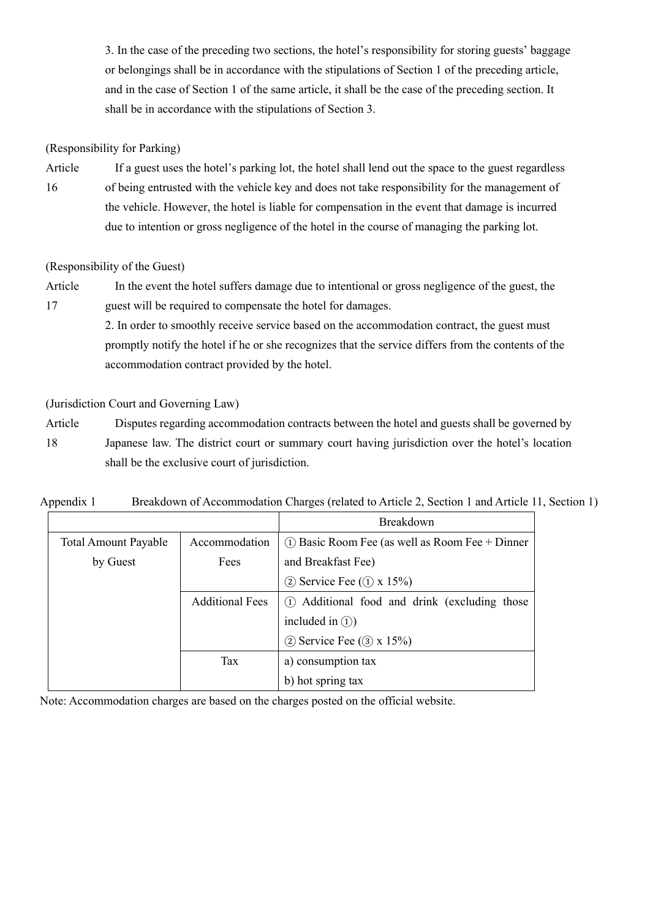3. In the case of the preceding two sections, the hotel's responsibility for storing guests' baggage or belongings shall be in accordance with the stipulations of Section 1 of the preceding article, and in the case of Section 1 of the same article, it shall be the case of the preceding section. It shall be in accordance with the stipulations of Section 3.

(Responsibility for Parking)

Article 16 If a guest uses the hotel's parking lot, the hotel shall lend out the space to the guest regardless of being entrusted with the vehicle key and does not take responsibility for the management of the vehicle. However, the hotel is liable for compensation in the event that damage is incurred due to intention or gross negligence of the hotel in the course of managing the parking lot.

(Responsibility of the Guest)

Article 17 In the event the hotel suffers damage due to intentional or gross negligence of the guest, the guest will be required to compensate the hotel for damages.

2. In order to smoothly receive service based on the accommodation contract, the guest must promptly notify the hotel if he or she recognizes that the service differs from the contents of the accommodation contract provided by the hotel.

(Jurisdiction Court and Governing Law)

Article 18 Disputes regarding accommodation contracts between the hotel and guests shall be governed by Japanese law. The district court or summary court having jurisdiction over the hotel's location shall be the exclusive court of jurisdiction.

Appendix 1 Breakdown of Accommodation Charges (related to Article 2, Section 1 and Article 11, Section 1)

| | | Breakdown |
|---|---|---|
| Total Amount Payable by Guest | Accommodation Fees | ① Basic Room Fee (as well as Room Fee + Dinner and Breakfast Fee)<br>② Service Fee (① x 15%) |
| | Additional Fees | ① Additional food and drink (excluding those included in ①)<br>② Service Fee (③ x 15%) |
| | Tax | a) consumption tax<br>b) hot spring tax |

Note: Accommodation charges are based on the charges posted on the official website.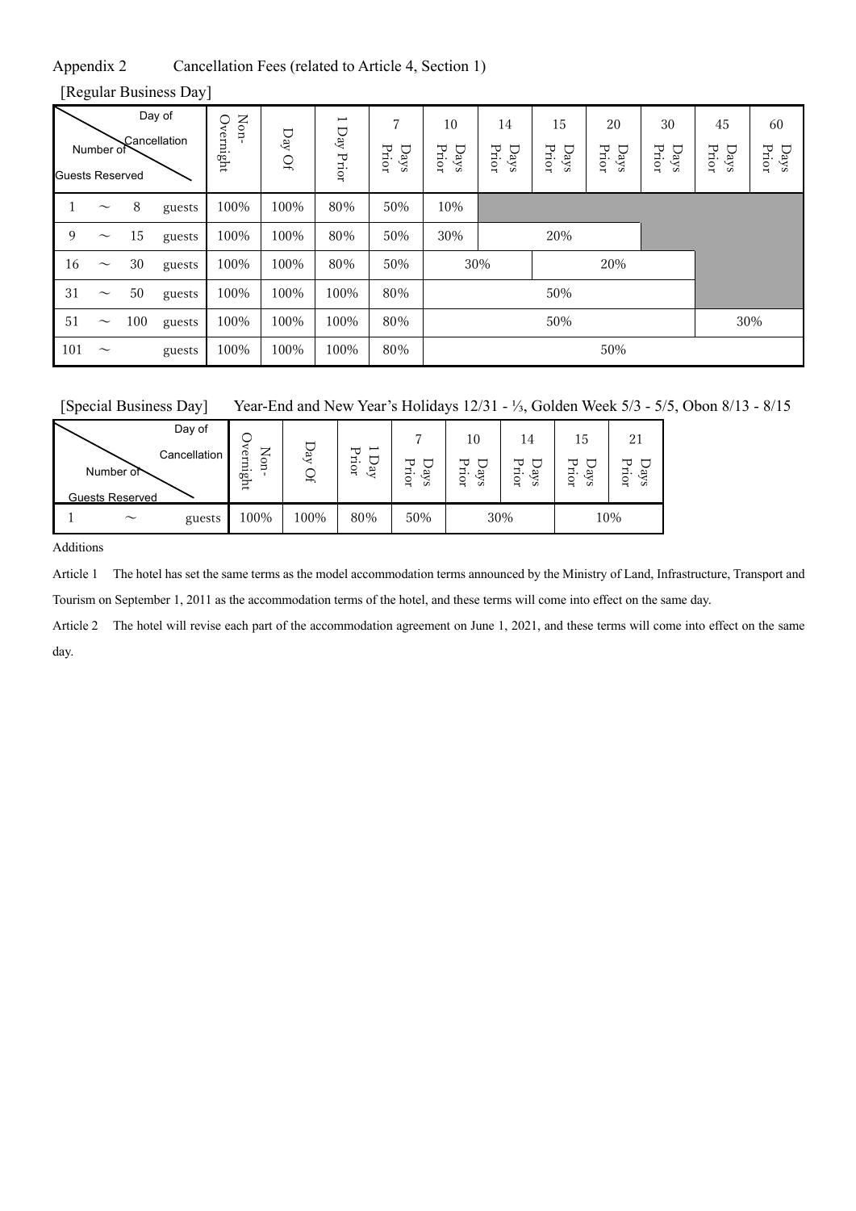Appendix 2　　Cancellation Fees (related to Article 4, Section 1)

[Regular Business Day]

| Day of Cancellation / Number of Guests Reserved | Non-Overnight | Day Of | 1 Day Prior | 7 Days Prior | 10 Days Prior | 14 Days Prior | 15 Days Prior | 20 Days Prior | 30 Days Prior | 45 Days Prior | 60 Days Prior |
|---|---|---|---|---|---|---|---|---|---|---|---|
| 1 ～ 8 guests | 100% | 100% | 80% | 50% | 10% | | | | | | |
| 9 ～ 15 guests | 100% | 100% | 80% | 50% | 30% | 20% | | | | | |
| 16 ～ 30 guests | 100% | 100% | 80% | 50% | 30% | | 20% | | | | |
| 31 ～ 50 guests | 100% | 100% | 100% | 80% | 50% | | | | | | |
| 51 ～ 100 guests | 100% | 100% | 100% | 80% | 50% | | | | | 30% | |
| 101 ～ guests | 100% | 100% | 100% | 80% | 50% | | | | | | |

[Special Business Day]　　Year-End and New Year's Holidays 12/31 - ⅓, Golden Week 5/3 - 5/5, Obon 8/13 - 8/15

| Day of Cancellation / Number of Guests Reserved | Non-Overnight | Day Of | 1 Day Prior | 7 Days Prior | 10 Days Prior | 14 Days Prior | 15 Days Prior | 21 Days Prior |
|---|---|---|---|---|---|---|---|---|
| 1 ～ guests | 100% | 100% | 80% | 50% | 30% | | 10% | |

Additions

Article 1　The hotel has set the same terms as the model accommodation terms announced by the Ministry of Land, Infrastructure, Transport and Tourism on September 1, 2011 as the accommodation terms of the hotel, and these terms will come into effect on the same day.

Article 2　The hotel will revise each part of the accommodation agreement on June 1, 2021, and these terms will come into effect on the same day.